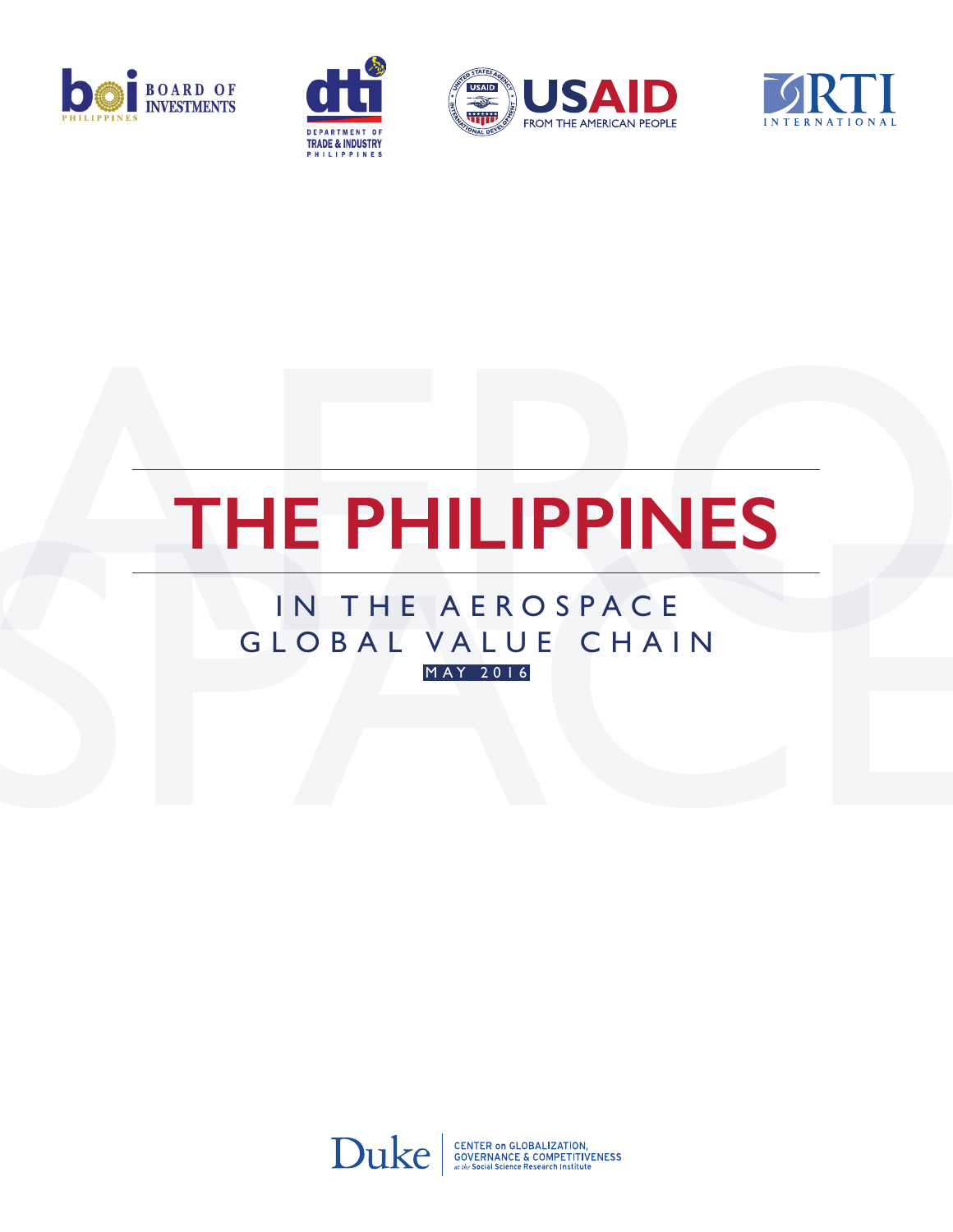BOARD OF INVESTMENTS PHILIPPINES

DEPARTMENT OF TRADE & INDUSTRY PHILIPPINES

USAID FROM THE AMERICAN PEOPLE

RTI INTERNATIONAL

# THE PHILIPPINES

## IN THE AEROSPACE GLOBAL VALUE CHAIN

MAY 2016

Duke CENTER on GLOBALIZATION, GOVERNANCE & COMPETITIVENESS *at the* Social Science Research Institute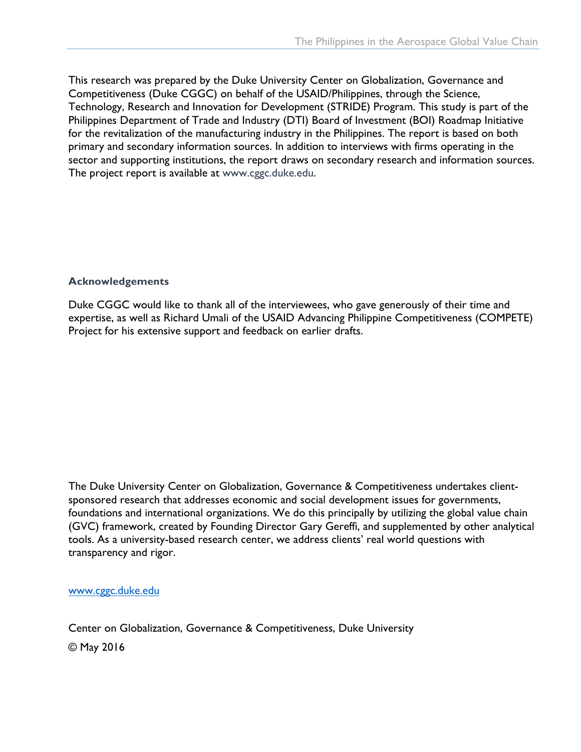This research was prepared by the Duke University Center on Globalization, Governance and Competitiveness (Duke CGGC) on behalf of the USAID/Philippines, through the Science, Technology, Research and Innovation for Development (STRIDE) Program. This study is part of the Philippines Department of Trade and Industry (DTI) Board of Investment (BOI) Roadmap Initiative for the revitalization of the manufacturing industry in the Philippines. The report is based on both primary and secondary information sources. In addition to interviews with firms operating in the sector and supporting institutions, the report draws on secondary research and information sources. The project report is available at www.cggc.duke.edu.

### Acknowledgements

Duke CGGC would like to thank all of the interviewees, who gave generously of their time and expertise, as well as Richard Umali of the USAID Advancing Philippine Competitiveness (COMPETE) Project for his extensive support and feedback on earlier drafts.

The Duke University Center on Globalization, Governance & Competitiveness undertakes client-sponsored research that addresses economic and social development issues for governments, foundations and international organizations. We do this principally by utilizing the global value chain (GVC) framework, created by Founding Director Gary Gereffi, and supplemented by other analytical tools. As a university-based research center, we address clients' real world questions with transparency and rigor.

www.cggc.duke.edu

Center on Globalization, Governance & Competitiveness, Duke University

© May 2016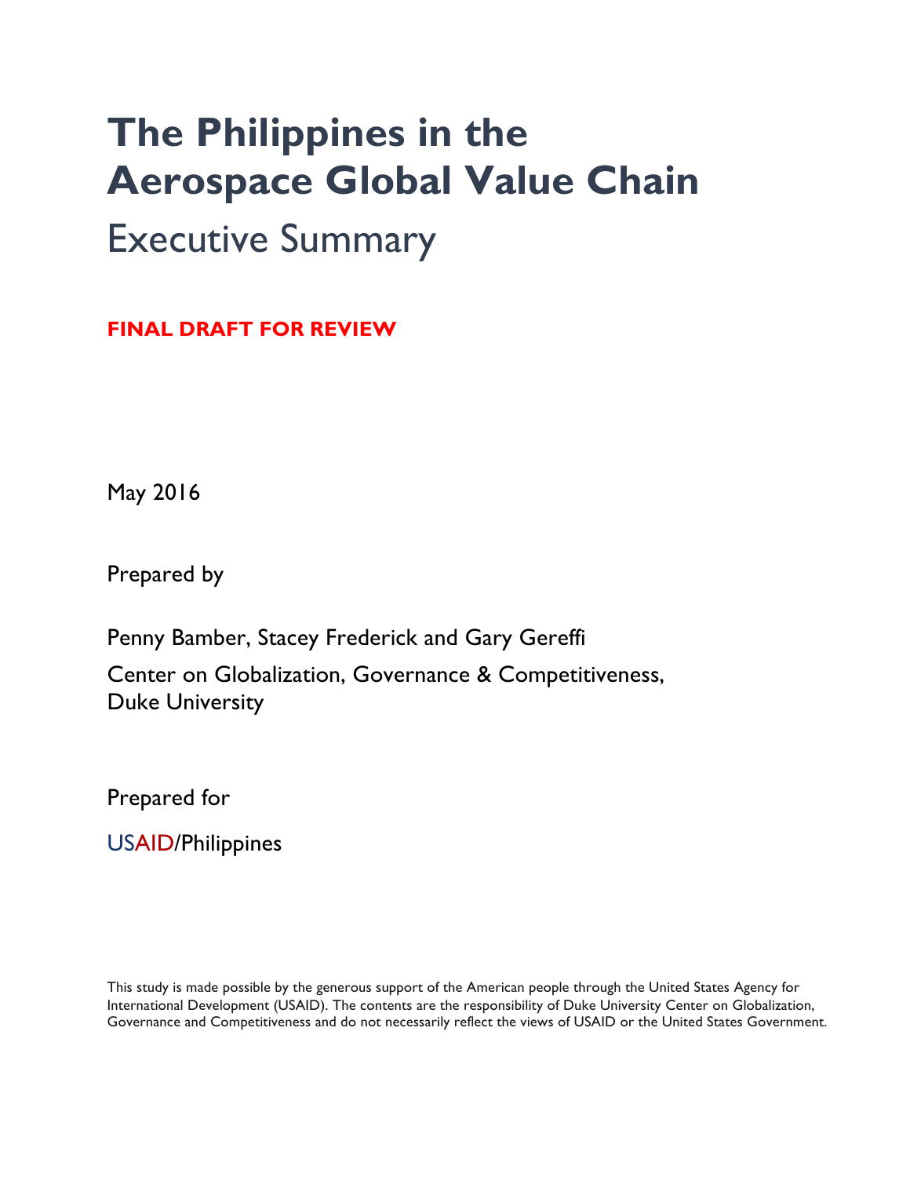# The Philippines in the Aerospace Global Value Chain

## Executive Summary

**FINAL DRAFT FOR REVIEW**

May 2016

Prepared by

Penny Bamber, Stacey Frederick and Gary Gereffi

Center on Globalization, Governance & Competitiveness, Duke University

Prepared for

USAID/Philippines

This study is made possible by the generous support of the American people through the United States Agency for International Development (USAID). The contents are the responsibility of Duke University Center on Globalization, Governance and Competitiveness and do not necessarily reflect the views of USAID or the United States Government.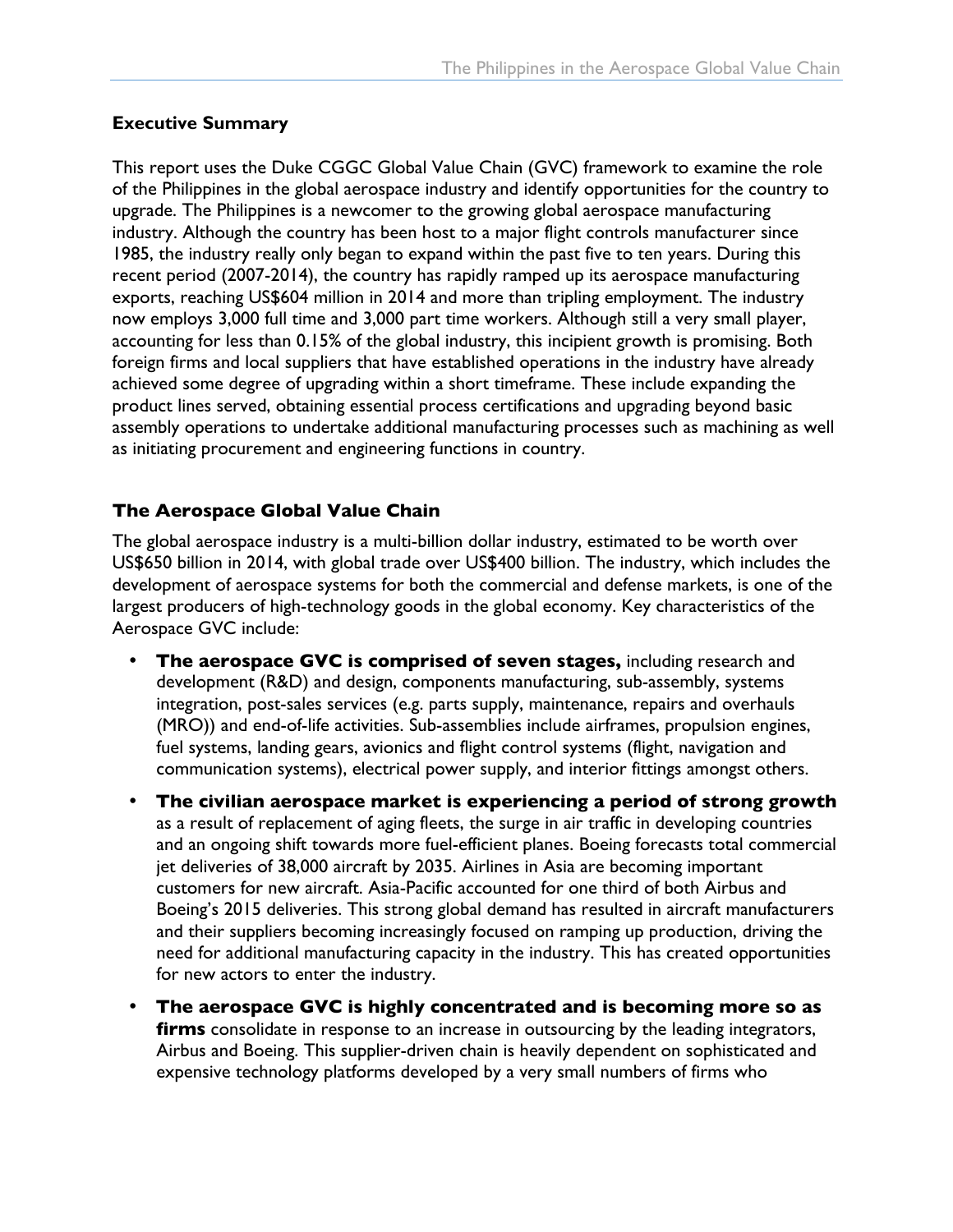### Executive Summary

This report uses the Duke CGGC Global Value Chain (GVC) framework to examine the role of the Philippines in the global aerospace industry and identify opportunities for the country to upgrade. The Philippines is a newcomer to the growing global aerospace manufacturing industry. Although the country has been host to a major flight controls manufacturer since 1985, the industry really only began to expand within the past five to ten years. During this recent period (2007-2014), the country has rapidly ramped up its aerospace manufacturing exports, reaching US$604 million in 2014 and more than tripling employment. The industry now employs 3,000 full time and 3,000 part time workers. Although still a very small player, accounting for less than 0.15% of the global industry, this incipient growth is promising. Both foreign firms and local suppliers that have established operations in the industry have already achieved some degree of upgrading within a short timeframe. These include expanding the product lines served, obtaining essential process certifications and upgrading beyond basic assembly operations to undertake additional manufacturing processes such as machining as well as initiating procurement and engineering functions in country.

## The Aerospace Global Value Chain

The global aerospace industry is a multi-billion dollar industry, estimated to be worth over US$650 billion in 2014, with global trade over US$400 billion. The industry, which includes the development of aerospace systems for both the commercial and defense markets, is one of the largest producers of high-technology goods in the global economy. Key characteristics of the Aerospace GVC include:

- **The aerospace GVC is comprised of seven stages,** including research and development (R&D) and design, components manufacturing, sub-assembly, systems integration, post-sales services (e.g. parts supply, maintenance, repairs and overhauls (MRO)) and end-of-life activities. Sub-assemblies include airframes, propulsion engines, fuel systems, landing gears, avionics and flight control systems (flight, navigation and communication systems), electrical power supply, and interior fittings amongst others.
- **The civilian aerospace market is experiencing a period of strong growth** as a result of replacement of aging fleets, the surge in air traffic in developing countries and an ongoing shift towards more fuel-efficient planes. Boeing forecasts total commercial jet deliveries of 38,000 aircraft by 2035. Airlines in Asia are becoming important customers for new aircraft. Asia-Pacific accounted for one third of both Airbus and Boeing's 2015 deliveries. This strong global demand has resulted in aircraft manufacturers and their suppliers becoming increasingly focused on ramping up production, driving the need for additional manufacturing capacity in the industry. This has created opportunities for new actors to enter the industry.
- **The aerospace GVC is highly concentrated and is becoming more so as firms** consolidate in response to an increase in outsourcing by the leading integrators, Airbus and Boeing. This supplier-driven chain is heavily dependent on sophisticated and expensive technology platforms developed by a very small numbers of firms who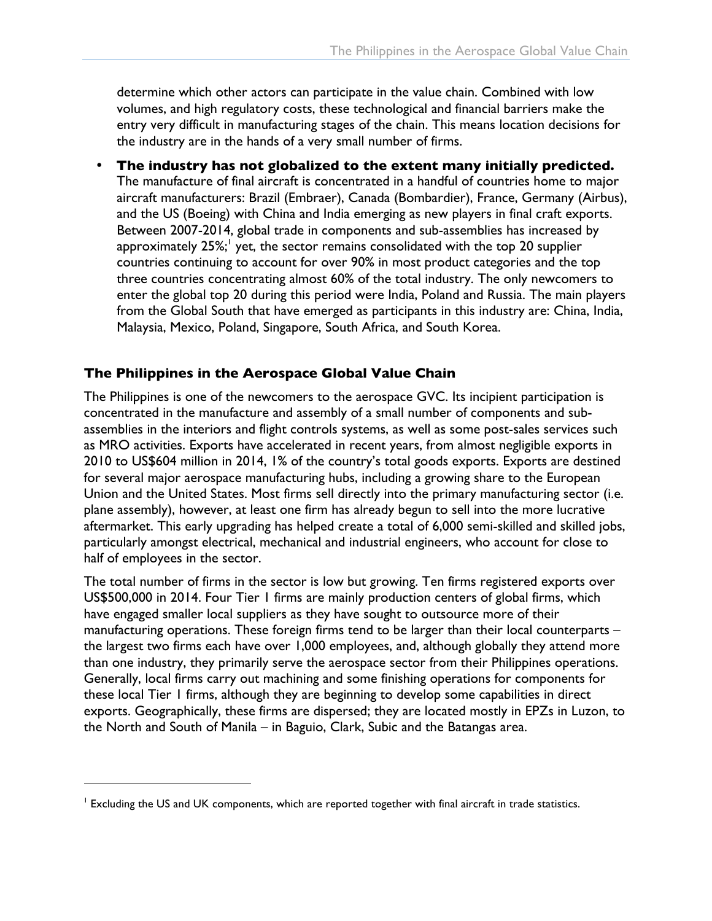determine which other actors can participate in the value chain. Combined with low volumes, and high regulatory costs, these technological and financial barriers make the entry very difficult in manufacturing stages of the chain. This means location decisions for the industry are in the hands of a very small number of firms.

- **The industry has not globalized to the extent many initially predicted.** The manufacture of final aircraft is concentrated in a handful of countries home to major aircraft manufacturers: Brazil (Embraer), Canada (Bombardier), France, Germany (Airbus), and the US (Boeing) with China and India emerging as new players in final craft exports. Between 2007-2014, global trade in components and sub-assemblies has increased by approximately 25%;[1] yet, the sector remains consolidated with the top 20 supplier countries continuing to account for over 90% in most product categories and the top three countries concentrating almost 60% of the total industry. The only newcomers to enter the global top 20 during this period were India, Poland and Russia. The main players from the Global South that have emerged as participants in this industry are: China, India, Malaysia, Mexico, Poland, Singapore, South Africa, and South Korea.

### The Philippines in the Aerospace Global Value Chain

The Philippines is one of the newcomers to the aerospace GVC. Its incipient participation is concentrated in the manufacture and assembly of a small number of components and sub-assemblies in the interiors and flight controls systems, as well as some post-sales services such as MRO activities. Exports have accelerated in recent years, from almost negligible exports in 2010 to US$604 million in 2014, 1% of the country's total goods exports. Exports are destined for several major aerospace manufacturing hubs, including a growing share to the European Union and the United States. Most firms sell directly into the primary manufacturing sector (i.e. plane assembly), however, at least one firm has already begun to sell into the more lucrative aftermarket. This early upgrading has helped create a total of 6,000 semi-skilled and skilled jobs, particularly amongst electrical, mechanical and industrial engineers, who account for close to half of employees in the sector.

The total number of firms in the sector is low but growing. Ten firms registered exports over US$500,000 in 2014. Four Tier 1 firms are mainly production centers of global firms, which have engaged smaller local suppliers as they have sought to outsource more of their manufacturing operations. These foreign firms tend to be larger than their local counterparts – the largest two firms each have over 1,000 employees, and, although globally they attend more than one industry, they primarily serve the aerospace sector from their Philippines operations. Generally, local firms carry out machining and some finishing operations for components for these local Tier 1 firms, although they are beginning to develop some capabilities in direct exports. Geographically, these firms are dispersed; they are located mostly in EPZs in Luzon, to the North and South of Manila – in Baguio, Clark, Subic and the Batangas area.

---

[1] Excluding the US and UK components, which are reported together with final aircraft in trade statistics.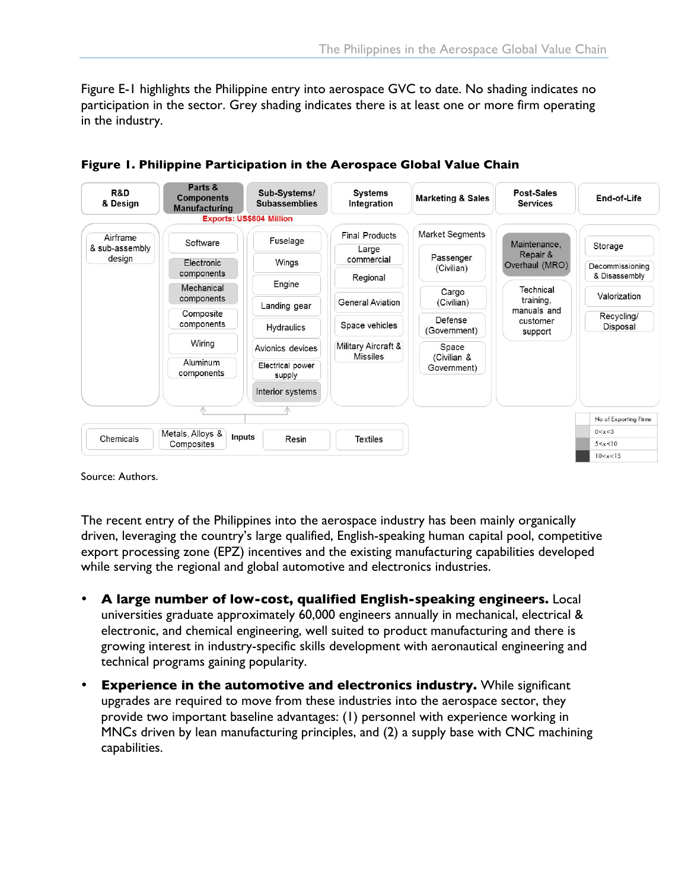Figure E-1 highlights the Philippine entry into aerospace GVC to date. No shading indicates no participation in the sector. Grey shading indicates there is at least one or more firm operating in the industry.

**Figure 1. Philippine Participation in the Aerospace Global Value Chain**

| R&D & Design | Parts & Components Manufacturing | Sub-Systems/ Subassemblies | Systems Integration | Marketing & Sales | Post-Sales Services | End-of-Life |
|---|---|---|---|---|---|---|
| Airframe & sub-assembly design | Software | Fuselage | Final Products | Market Segments | Maintenance, Repair & Overhaul (MRO) | Storage |
| | Electronic components | Wings | Large commercial | Passenger (Civilian) | Technical training, manuals and customer support | Decommissioning & Disassembly |
| | Mechanical components | Engine | Regional | Cargo (Civilian) | | Valorization |
| | Composite components | Landing gear | General Aviation | Defense (Government) | | Recycling/ Disposal |
| | Wiring | Hydraulics | Space vehicles | Space (Civilian & Government) | | |
| | Aluminum components | Avionics devices | Military Aircraft & Missiles | | | |
| | | Electrical power supply | | | | |
| | | Interior systems | | | | |

Exports: US$604 Million

Inputs: Chemicals | Metals, Alloys & Composites | Resin | Textiles

| No of Exporting Firms |
|---|
| 0<x<5 |
| 5<x<10 |
| 10<x<15 |

Source: Authors.

The recent entry of the Philippines into the aerospace industry has been mainly organically driven, leveraging the country's large qualified, English-speaking human capital pool, competitive export processing zone (EPZ) incentives and the existing manufacturing capabilities developed while serving the regional and global automotive and electronics industries.

- **A large number of low-cost, qualified English-speaking engineers.** Local universities graduate approximately 60,000 engineers annually in mechanical, electrical & electronic, and chemical engineering, well suited to product manufacturing and there is growing interest in industry-specific skills development with aeronautical engineering and technical programs gaining popularity.
- **Experience in the automotive and electronics industry.** While significant upgrades are required to move from these industries into the aerospace sector, they provide two important baseline advantages: (1) personnel with experience working in MNCs driven by lean manufacturing principles, and (2) a supply base with CNC machining capabilities.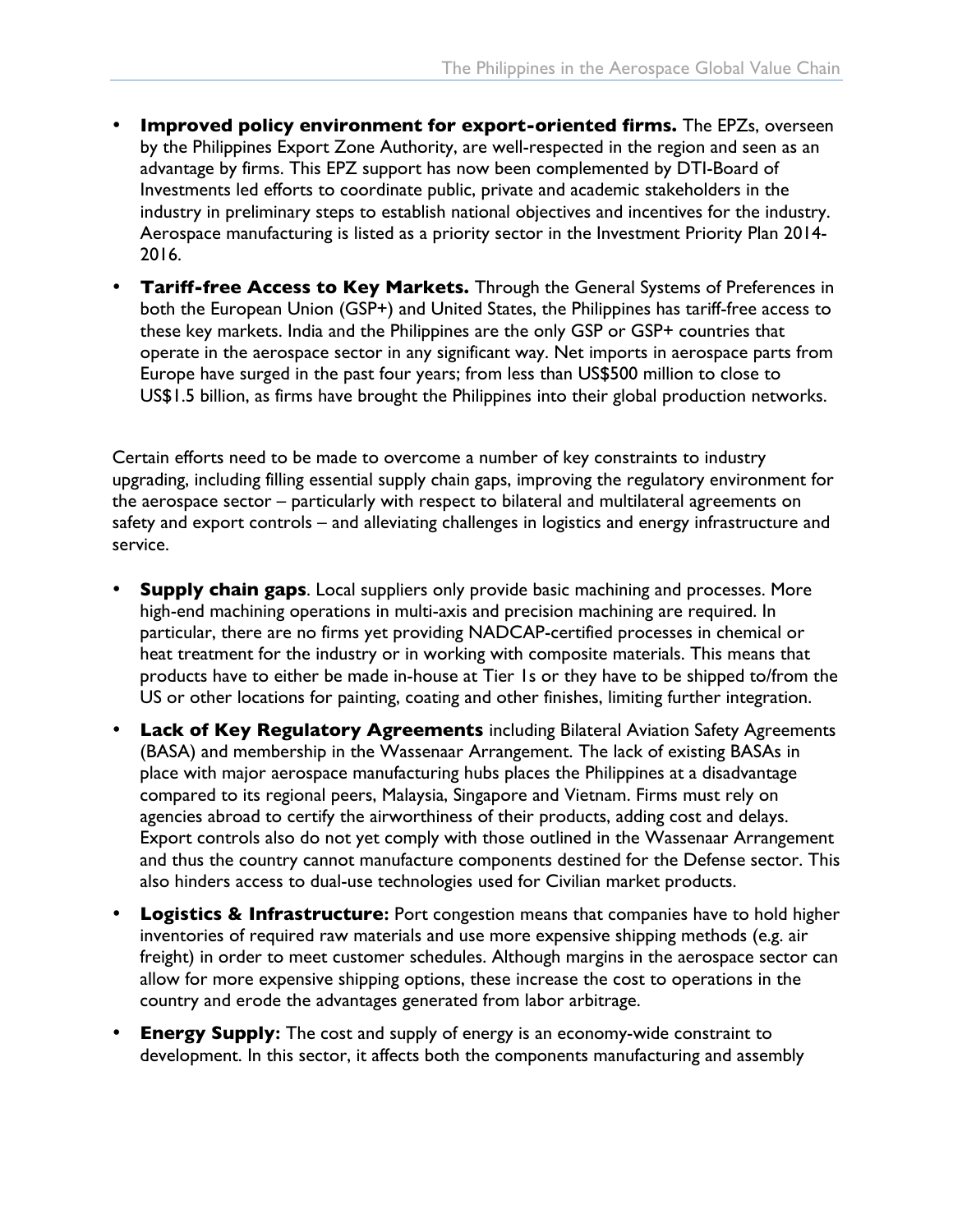- **Improved policy environment for export-oriented firms.** The EPZs, overseen by the Philippines Export Zone Authority, are well-respected in the region and seen as an advantage by firms. This EPZ support has now been complemented by DTI-Board of Investments led efforts to coordinate public, private and academic stakeholders in the industry in preliminary steps to establish national objectives and incentives for the industry. Aerospace manufacturing is listed as a priority sector in the Investment Priority Plan 2014-2016.
- **Tariff-free Access to Key Markets.** Through the General Systems of Preferences in both the European Union (GSP+) and United States, the Philippines has tariff-free access to these key markets. India and the Philippines are the only GSP or GSP+ countries that operate in the aerospace sector in any significant way. Net imports in aerospace parts from Europe have surged in the past four years; from less than US$500 million to close to US$1.5 billion, as firms have brought the Philippines into their global production networks.

Certain efforts need to be made to overcome a number of key constraints to industry upgrading, including filling essential supply chain gaps, improving the regulatory environment for the aerospace sector – particularly with respect to bilateral and multilateral agreements on safety and export controls – and alleviating challenges in logistics and energy infrastructure and service.

- **Supply chain gaps**. Local suppliers only provide basic machining and processes. More high-end machining operations in multi-axis and precision machining are required. In particular, there are no firms yet providing NADCAP-certified processes in chemical or heat treatment for the industry or in working with composite materials. This means that products have to either be made in-house at Tier 1s or they have to be shipped to/from the US or other locations for painting, coating and other finishes, limiting further integration.
- **Lack of Key Regulatory Agreements** including Bilateral Aviation Safety Agreements (BASA) and membership in the Wassenaar Arrangement. The lack of existing BASAs in place with major aerospace manufacturing hubs places the Philippines at a disadvantage compared to its regional peers, Malaysia, Singapore and Vietnam. Firms must rely on agencies abroad to certify the airworthiness of their products, adding cost and delays. Export controls also do not yet comply with those outlined in the Wassenaar Arrangement and thus the country cannot manufacture components destined for the Defense sector. This also hinders access to dual-use technologies used for Civilian market products.
- **Logistics & Infrastructure:** Port congestion means that companies have to hold higher inventories of required raw materials and use more expensive shipping methods (e.g. air freight) in order to meet customer schedules. Although margins in the aerospace sector can allow for more expensive shipping options, these increase the cost to operations in the country and erode the advantages generated from labor arbitrage.
- **Energy Supply:** The cost and supply of energy is an economy-wide constraint to development. In this sector, it affects both the components manufacturing and assembly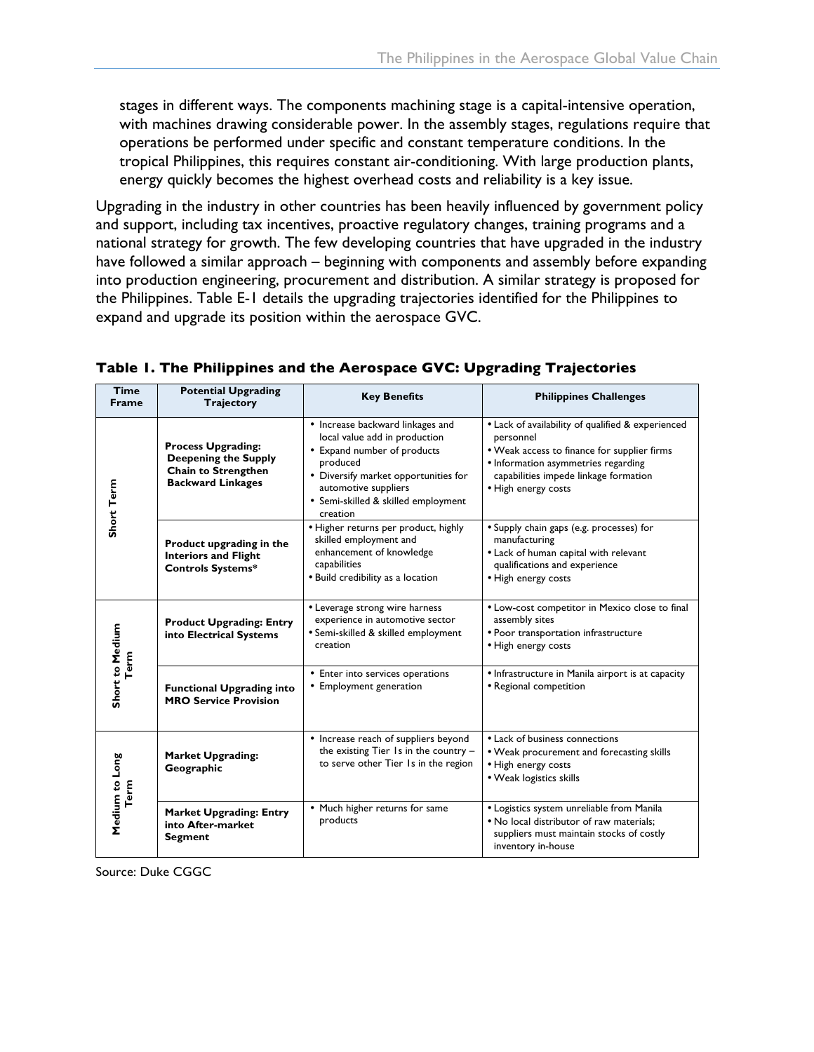stages in different ways. The components machining stage is a capital-intensive operation, with machines drawing considerable power. In the assembly stages, regulations require that operations be performed under specific and constant temperature conditions. In the tropical Philippines, this requires constant air-conditioning. With large production plants, energy quickly becomes the highest overhead costs and reliability is a key issue.

Upgrading in the industry in other countries has been heavily influenced by government policy and support, including tax incentives, proactive regulatory changes, training programs and a national strategy for growth. The few developing countries that have upgraded in the industry have followed a similar approach – beginning with components and assembly before expanding into production engineering, procurement and distribution. A similar strategy is proposed for the Philippines. Table E-1 details the upgrading trajectories identified for the Philippines to expand and upgrade its position within the aerospace GVC.

**Table 1. The Philippines and the Aerospace GVC: Upgrading Trajectories**

| Time Frame | Potential Upgrading Trajectory | Key Benefits | Philippines Challenges |
|---|---|---|---|
| Short Term | **Process Upgrading: Deepening the Supply Chain to Strengthen Backward Linkages** | • Increase backward linkages and local value add in production<br>• Expand number of products produced<br>• Diversify market opportunities for automotive suppliers<br>• Semi-skilled & skilled employment creation | • Lack of availability of qualified & experienced personnel<br>• Weak access to finance for supplier firms<br>• Information asymmetries regarding capabilities impede linkage formation<br>• High energy costs |
| | **Product upgrading in the Interiors and Flight Controls Systems*** | • Higher returns per product, highly skilled employment and enhancement of knowledge capabilities<br>• Build credibility as a location | • Supply chain gaps (e.g. processes) for manufacturing<br>• Lack of human capital with relevant qualifications and experience<br>• High energy costs |
| Short to Medium Term | **Product Upgrading: Entry into Electrical Systems** | • Leverage strong wire harness experience in automotive sector<br>• Semi-skilled & skilled employment creation | • Low-cost competitor in Mexico close to final assembly sites<br>• Poor transportation infrastructure<br>• High energy costs |
| | **Functional Upgrading into MRO Service Provision** | • Enter into services operations<br>• Employment generation | • Infrastructure in Manila airport is at capacity<br>• Regional competition |
| Medium to Long Term | **Market Upgrading: Geographic** | • Increase reach of suppliers beyond the existing Tier 1s in the country – to serve other Tier 1s in the region | • Lack of business connections<br>• Weak procurement and forecasting skills<br>• High energy costs<br>• Weak logistics skills |
| | **Market Upgrading: Entry into After-market Segment** | • Much higher returns for same products | • Logistics system unreliable from Manila<br>• No local distributor of raw materials; suppliers must maintain stocks of costly inventory in-house |

Source: Duke CGGC